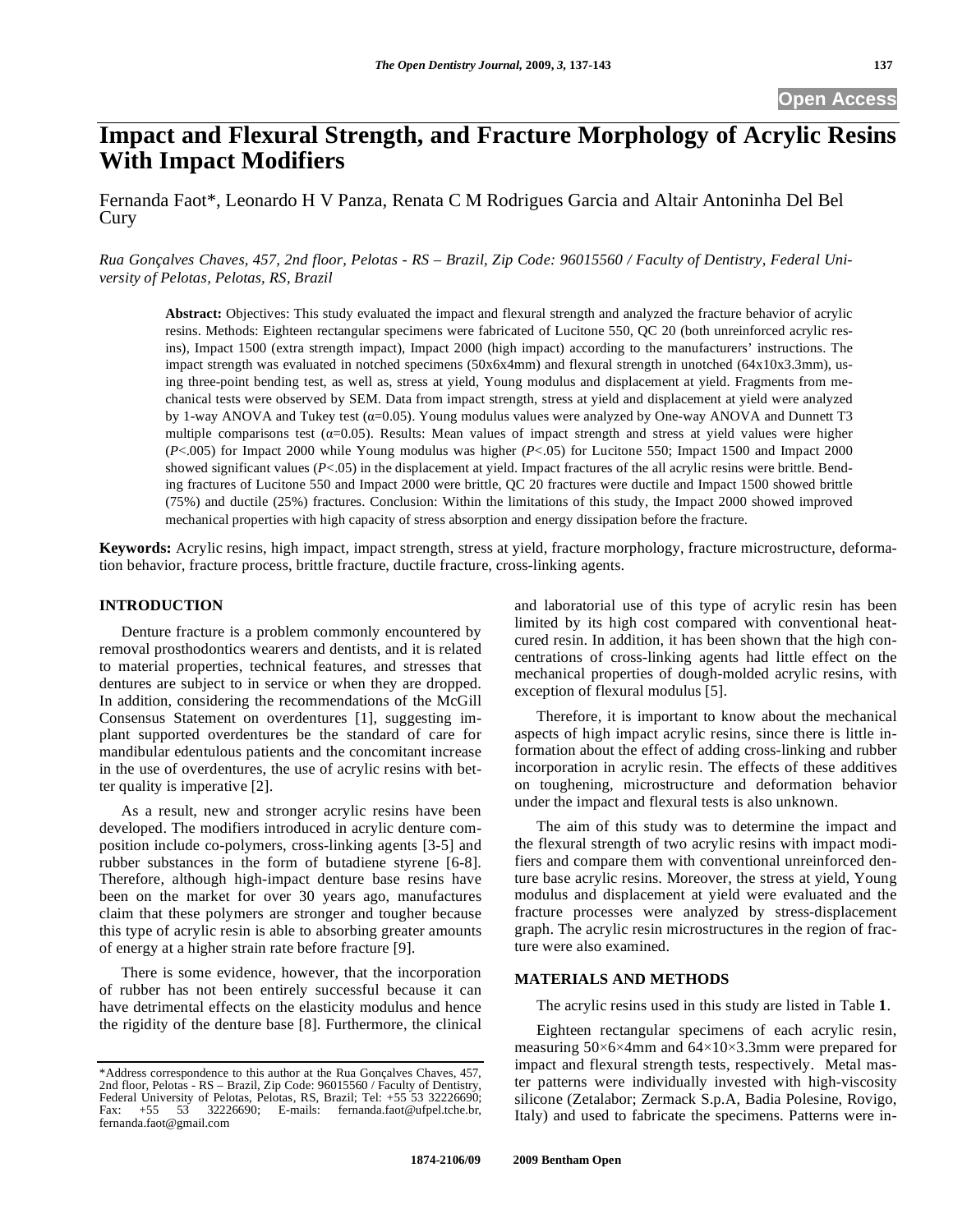# Impact and Flexural Strength, and Fracture Morphology of Acrylic Resins With Impact Modifiers

Fernanda Faot*, Leonardo H V Panza, Renata C M Rodrigues Garcia and Altair Antoninha Del Bel Cury

*Rua Gonçalves Chaves, 457, 2nd floor, Pelotas - RS – Brazil, Zip Code: 96015560 / Faculty of Dentistry, Federal University of Pelotas, Pelotas, RS, Brazil*

**Abstract:** Objectives: This study evaluated the impact and flexural strength and analyzed the fracture behavior of acrylic resins. Methods: Eighteen rectangular specimens were fabricated of Lucitone 550, QC 20 (both unreinforced acrylic resins), Impact 1500 (extra strength impact), Impact 2000 (high impact) according to the manufacturers' instructions. The impact strength was evaluated in notched specimens (50x6x4mm) and flexural strength in unotched (64x10x3.3mm), using three-point bending test, as well as, stress at yield, Young modulus and displacement at yield. Fragments from mechanical tests were observed by SEM. Data from impact strength, stress at yield and displacement at yield were analyzed by 1-way ANOVA and Tukey test ($\alpha$=0.05). Young modulus values were analyzed by One-way ANOVA and Dunnett T3 multiple comparisons test ($\alpha$=0.05). Results: Mean values of impact strength and stress at yield values were higher ($P$<.005) for Impact 2000 while Young modulus was higher ($P$<.05) for Lucitone 550; Impact 1500 and Impact 2000 showed significant values ($P$<.05) in the displacement at yield. Impact fractures of the all acrylic resins were brittle. Bending fractures of Lucitone 550 and Impact 2000 were brittle, QC 20 fractures were ductile and Impact 1500 showed brittle (75%) and ductile (25%) fractures. Conclusion: Within the limitations of this study, the Impact 2000 showed improved mechanical properties with high capacity of stress absorption and energy dissipation before the fracture.

**Keywords:** Acrylic resins, high impact, impact strength, stress at yield, fracture morphology, fracture microstructure, deformation behavior, fracture process, brittle fracture, ductile fracture, cross-linking agents.

## INTRODUCTION

Denture fracture is a problem commonly encountered by removal prosthodontics wearers and dentists, and it is related to material properties, technical features, and stresses that dentures are subject to in service or when they are dropped. In addition, considering the recommendations of the McGill Consensus Statement on overdentures [1], suggesting implant supported overdentures be the standard of care for mandibular edentulous patients and the concomitant increase in the use of overdentures, the use of acrylic resins with better quality is imperative [2].

As a result, new and stronger acrylic resins have been developed. The modifiers introduced in acrylic denture composition include co-polymers, cross-linking agents [3-5] and rubber substances in the form of butadiene styrene [6-8]. Therefore, although high-impact denture base resins have been on the market for over 30 years ago, manufactures claim that these polymers are stronger and tougher because this type of acrylic resin is able to absorbing greater amounts of energy at a higher strain rate before fracture [9].

There is some evidence, however, that the incorporation of rubber has not been entirely successful because it can have detrimental effects on the elasticity modulus and hence the rigidity of the denture base [8]. Furthermore, the clinical and laboratorial use of this type of acrylic resin has been limited by its high cost compared with conventional heat-cured resin. In addition, it has been shown that the high concentrations of cross-linking agents had little effect on the mechanical properties of dough-molded acrylic resins, with exception of flexural modulus [5].

Therefore, it is important to know about the mechanical aspects of high impact acrylic resins, since there is little information about the effect of adding cross-linking and rubber incorporation in acrylic resin. The effects of these additives on toughening, microstructure and deformation behavior under the impact and flexural tests is also unknown.

The aim of this study was to determine the impact and the flexural strength of two acrylic resins with impact modifiers and compare them with conventional unreinforced denture base acrylic resins. Moreover, the stress at yield, Young modulus and displacement at yield were evaluated and the fracture processes were analyzed by stress-displacement graph. The acrylic resin microstructures in the region of fracture were also examined.

## MATERIALS AND METHODS

The acrylic resins used in this study are listed in Table **1**.

Eighteen rectangular specimens of each acrylic resin, measuring 50×6×4mm and 64×10×3.3mm were prepared for impact and flexural strength tests, respectively. Metal master patterns were individually invested with high-viscosity silicone (Zetalabor; Zermack S.p.A, Badia Polesine, Rovigo, Italy) and used to fabricate the specimens. Patterns were in-

\*Address correspondence to this author at the Rua Gonçalves Chaves, 457, 2nd floor, Pelotas - RS – Brazil, Zip Code: 96015560 / Faculty of Dentistry, Federal University of Pelotas, Pelotas, RS, Brazil; Tel: +55 53 32226690; Fax: +55 53 32226690; E-mails: fernanda.faot@ufpel.tche.br, fernanda.faot@gmail.com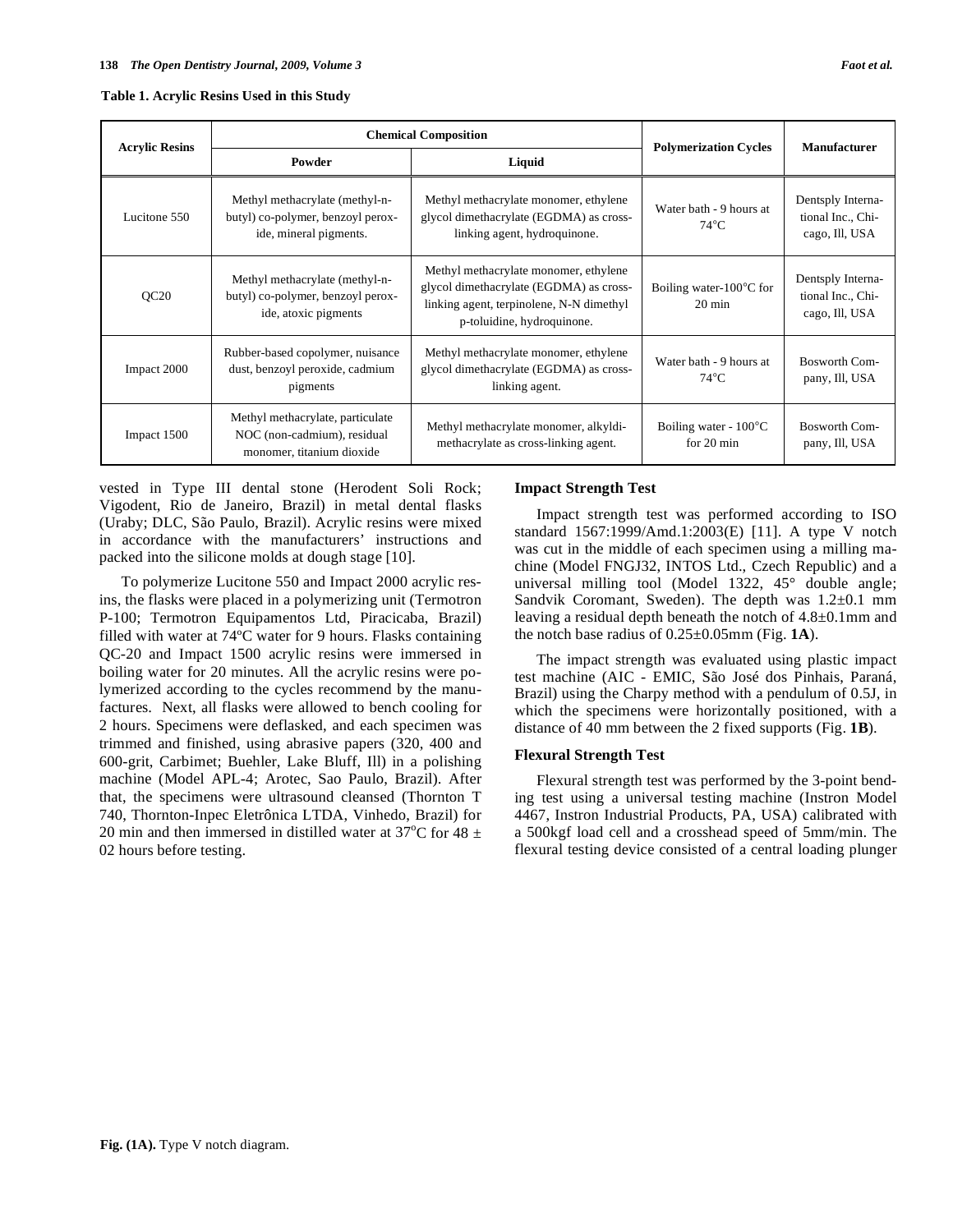**Table 1. Acrylic Resins Used in this Study**

| Acrylic Resins | Chemical Composition | | Polymerization Cycles | Manufacturer |
|---|---|---|---|---|
| | Powder | Liquid | | |
| Lucitone 550 | Methyl methacrylate (methyl-n-butyl) co-polymer, benzoyl peroxide, mineral pigments. | Methyl methacrylate monomer, ethylene glycol dimethacrylate (EGDMA) as cross-linking agent, hydroquinone. | Water bath - 9 hours at 74°C | Dentsply International Inc., Chicago, Ill, USA |
| QC20 | Methyl methacrylate (methyl-n-butyl) co-polymer, benzoyl peroxide, atoxic pigments | Methyl methacrylate monomer, ethylene glycol dimethacrylate (EGDMA) as cross-linking agent, terpinolene, N-N dimethyl p-toluidine, hydroquinone. | Boiling water-100°C for 20 min | Dentsply International Inc., Chicago, Ill, USA |
| Impact 2000 | Rubber-based copolymer, nuisance dust, benzoyl peroxide, cadmium pigments | Methyl methacrylate monomer, ethylene glycol dimethacrylate (EGDMA) as cross-linking agent. | Water bath - 9 hours at 74°C | Bosworth Company, Ill, USA |
| Impact 1500 | Methyl methacrylate, particulate NOC (non-cadmium), residual monomer, titanium dioxide | Methyl methacrylate monomer, alkyldimethacrylate as cross-linking agent. | Boiling water - 100°C for 20 min | Bosworth Company, Ill, USA |

vested in Type III dental stone (Herodent Soli Rock; Vigodent, Rio de Janeiro, Brazil) in metal dental flasks (Uraby; DLC, São Paulo, Brazil). Acrylic resins were mixed in accordance with the manufacturers' instructions and packed into the silicone molds at dough stage [10].

To polymerize Lucitone 550 and Impact 2000 acrylic resins, the flasks were placed in a polymerizing unit (Termotron P-100; Termotron Equipamentos Ltd, Piracicaba, Brazil) filled with water at 74ºC water for 9 hours. Flasks containing QC-20 and Impact 1500 acrylic resins were immersed in boiling water for 20 minutes. All the acrylic resins were polymerized according to the cycles recommend by the manufactures. Next, all flasks were allowed to bench cooling for 2 hours. Specimens were deflasked, and each specimen was trimmed and finished, using abrasive papers (320, 400 and 600-grit, Carbimet; Buehler, Lake Bluff, Ill) in a polishing machine (Model APL-4; Arotec, Sao Paulo, Brazil). After that, the specimens were ultrasound cleansed (Thornton T 740, Thornton-Inpec Eletrônica LTDA, Vinhedo, Brazil) for 20 min and then immersed in distilled water at 37°C for 48 ± 02 hours before testing.

## Impact Strength Test

Impact strength test was performed according to ISO standard 1567:1999/Amd.1:2003(E) [11]. A type V notch was cut in the middle of each specimen using a milling machine (Model FNGJ32, INTOS Ltd., Czech Republic) and a universal milling tool (Model 1322, 45° double angle; Sandvik Coromant, Sweden). The depth was 1.2±0.1 mm leaving a residual depth beneath the notch of 4.8±0.1mm and the notch base radius of 0.25±0.05mm (Fig. **1A**).

The impact strength was evaluated using plastic impact test machine (AIC - EMIC, São José dos Pinhais, Paraná, Brazil) using the Charpy method with a pendulum of 0.5J, in which the specimens were horizontally positioned, with a distance of 40 mm between the 2 fixed supports (Fig. **1B**).

## Flexural Strength Test

Flexural strength test was performed by the 3-point bending test using a universal testing machine (Instron Model 4467, Instron Industrial Products, PA, USA) calibrated with a 500kgf load cell and a crosshead speed of 5mm/min. The flexural testing device consisted of a central loading plunger

**Fig. (1A).** Type V notch diagram.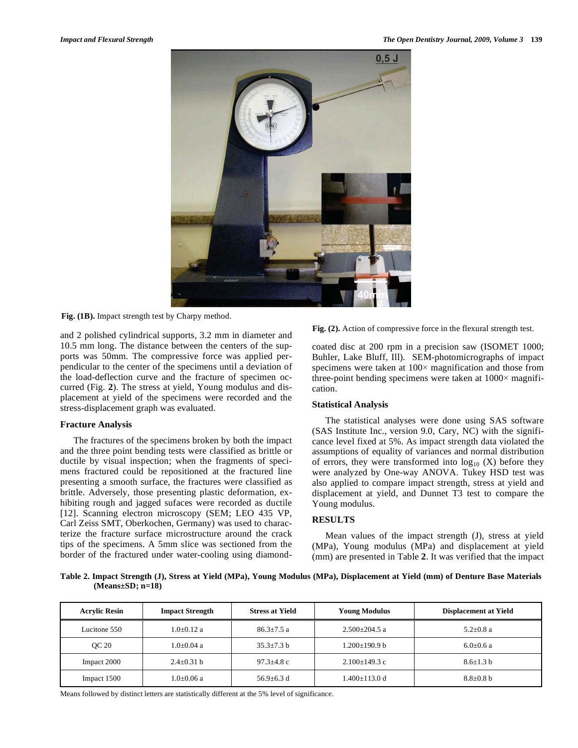Fig. (1B). Impact strength test by Charpy method.

and 2 polished cylindrical supports, 3.2 mm in diameter and 10.5 mm long. The distance between the centers of the supports was 50mm. The compressive force was applied perpendicular to the center of the specimens until a deviation of the load-deflection curve and the fracture of specimen occurred (Fig. **2**). The stress at yield, Young modulus and displacement at yield of the specimens were recorded and the stress-displacement graph was evaluated.

### Fracture Analysis

The fractures of the specimens broken by both the impact and the three point bending tests were classified as brittle or ductile by visual inspection; when the fragments of specimens fractured could be repositioned at the fractured line presenting a smooth surface, the fractures were classified as brittle. Adversely, those presenting plastic deformation, exhibiting rough and jagged sufaces were recorded as ductile [12]. Scanning electron microscopy (SEM; LEO 435 VP, Carl Zeiss SMT, Oberkochen, Germany) was used to characterize the fracture surface microstructure around the crack tips of the specimens. A 5mm slice was sectioned from the border of the fractured under water-cooling using diamond-coated disc at 200 rpm in a precision saw (ISOMET 1000; Buhler, Lake Bluff, Ill). SEM-photomicrographs of impact specimens were taken at 100× magnification and those from three-point bending specimens were taken at 1000× magnification.

Fig. (2). Action of compressive force in the flexural strength test.

### Statistical Analysis

The statistical analyses were done using SAS software (SAS Institute Inc., version 9.0, Cary, NC) with the significance level fixed at 5%. As impact strength data violated the assumptions of equality of variances and normal distribution of errors, they were transformed into $\log_{10}$ (X) before they were analyzed by One-way ANOVA. Tukey HSD test was also applied to compare impact strength, stress at yield and displacement at yield, and Dunnet T3 test to compare the Young modulus.

## RESULTS

Mean values of the impact strength (J), stress at yield (MPa), Young modulus (MPa) and displacement at yield (mm) are presented in Table **2**. It was verified that the impact

**Table 2. Impact Strength (J), Stress at Yield (MPa), Young Modulus (MPa), Displacement at Yield (mm) of Denture Base Materials (Means±SD; n=18)**

| Acrylic Resin | Impact Strength | Stress at Yield | Young Modulus | Displacement at Yield |
|---|---|---|---|---|
| Lucitone 550 | 1.0±0.12 a | 86.3±7.5 a | 2.500±204.5 a | 5.2±0.8 a |
| QC 20 | 1.0±0.04 a | 35.3±7.3 b | 1.200±190.9 b | 6.0±0.6 a |
| Impact 2000 | 2.4±0.31 b | 97.3±4.8 c | 2.100±149.3 c | 8.6±1.3 b |
| Impact 1500 | 1.0±0.06 a | 56.9±6.3 d | 1.400±113.0 d | 8.8±0.8 b |

Means followed by distinct letters are statistically different at the 5% level of significance.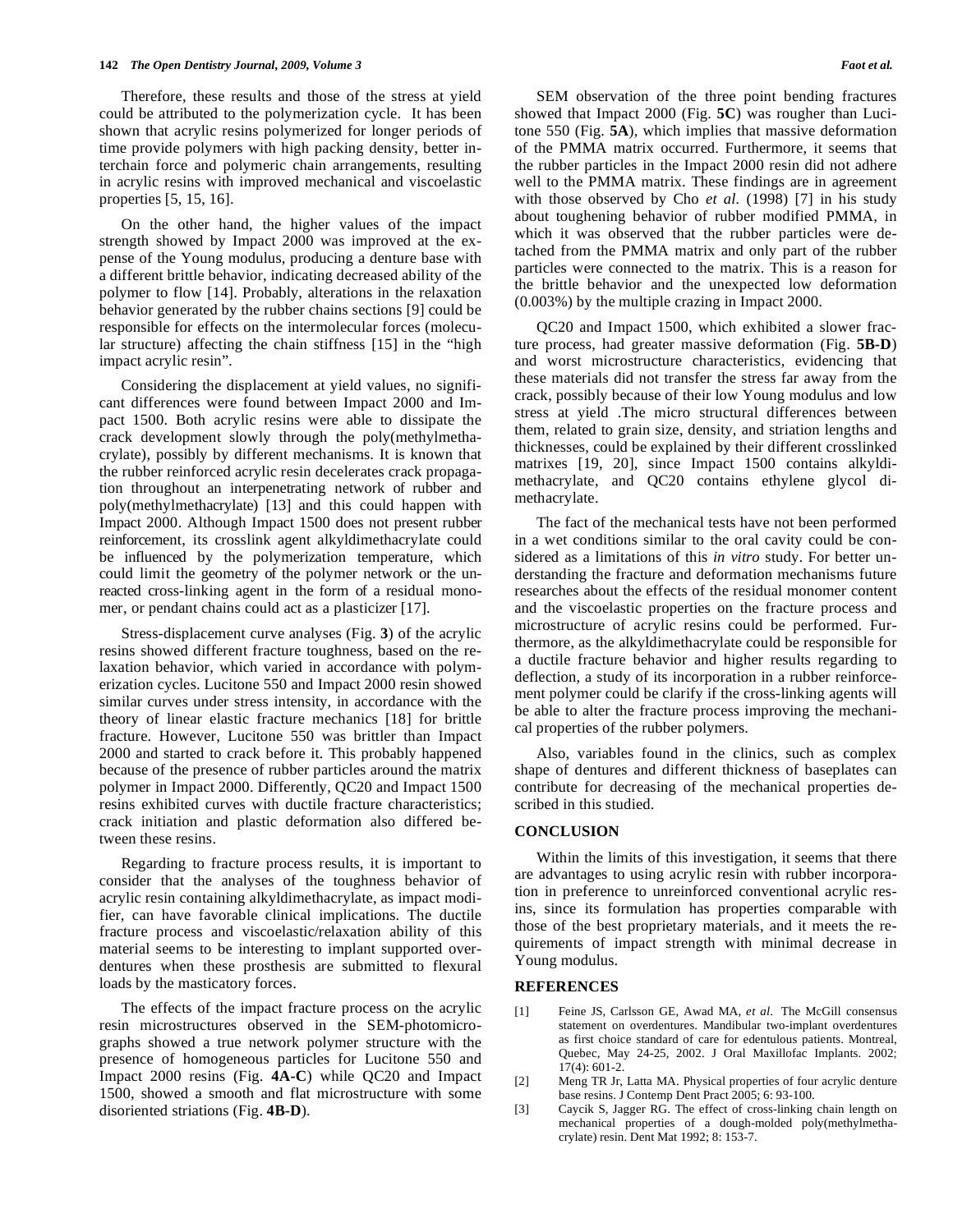Therefore, these results and those of the stress at yield could be attributed to the polymerization cycle. It has been shown that acrylic resins polymerized for longer periods of time provide polymers with high packing density, better interchain force and polymeric chain arrangements, resulting in acrylic resins with improved mechanical and viscoelastic properties [5, 15, 16].

On the other hand, the higher values of the impact strength showed by Impact 2000 was improved at the expense of the Young modulus, producing a denture base with a different brittle behavior, indicating decreased ability of the polymer to flow [14]. Probably, alterations in the relaxation behavior generated by the rubber chains sections [9] could be responsible for effects on the intermolecular forces (molecular structure) affecting the chain stiffness [15] in the "high impact acrylic resin".

Considering the displacement at yield values, no significant differences were found between Impact 2000 and Impact 1500. Both acrylic resins were able to dissipate the crack development slowly through the poly(methylmethacrylate), possibly by different mechanisms. It is known that the rubber reinforced acrylic resin decelerates crack propagation throughout an interpenetrating network of rubber and poly(methylmethacrylate) [13] and this could happen with Impact 2000. Although Impact 1500 does not present rubber reinforcement, its crosslink agent alkyldimethacrylate could be influenced by the polymerization temperature, which could limit the geometry of the polymer network or the unreacted cross-linking agent in the form of a residual monomer, or pendant chains could act as a plasticizer [17].

Stress-displacement curve analyses (Fig. **3**) of the acrylic resins showed different fracture toughness, based on the relaxation behavior, which varied in accordance with polymerization cycles. Lucitone 550 and Impact 2000 resin showed similar curves under stress intensity, in accordance with the theory of linear elastic fracture mechanics [18] for brittle fracture. However, Lucitone 550 was brittler than Impact 2000 and started to crack before it. This probably happened because of the presence of rubber particles around the matrix polymer in Impact 2000. Differently, QC20 and Impact 1500 resins exhibited curves with ductile fracture characteristics; crack initiation and plastic deformation also differed between these resins.

Regarding to fracture process results, it is important to consider that the analyses of the toughness behavior of acrylic resin containing alkyldimethacrylate, as impact modifier, can have favorable clinical implications. The ductile fracture process and viscoelastic/relaxation ability of this material seems to be interesting to implant supported overdentures when these prosthesis are submitted to flexural loads by the masticatory forces.

The effects of the impact fracture process on the acrylic resin microstructures observed in the SEM-photomicrographs showed a true network polymer structure with the presence of homogeneous particles for Lucitone 550 and Impact 2000 resins (Fig. **4A-C**) while QC20 and Impact 1500, showed a smooth and flat microstructure with some disoriented striations (Fig. **4B-D**).

SEM observation of the three point bending fractures showed that Impact 2000 (Fig. **5C**) was rougher than Lucitone 550 (Fig. **5A**), which implies that massive deformation of the PMMA matrix occurred. Furthermore, it seems that the rubber particles in the Impact 2000 resin did not adhere well to the PMMA matrix. These findings are in agreement with those observed by Cho *et al.* (1998) [7] in his study about toughening behavior of rubber modified PMMA, in which it was observed that the rubber particles were detached from the PMMA matrix and only part of the rubber particles were connected to the matrix. This is a reason for the brittle behavior and the unexpected low deformation (0.003%) by the multiple crazing in Impact 2000.

QC20 and Impact 1500, which exhibited a slower fracture process, had greater massive deformation (Fig. **5B-D**) and worst microstructure characteristics, evidencing that these materials did not transfer the stress far away from the crack, possibly because of their low Young modulus and low stress at yield .The micro structural differences between them, related to grain size, density, and striation lengths and thicknesses, could be explained by their different crosslinked matrixes [19, 20], since Impact 1500 contains alkyldimethacrylate, and QC20 contains ethylene glycol dimethacrylate.

The fact of the mechanical tests have not been performed in a wet conditions similar to the oral cavity could be considered as a limitations of this *in vitro* study. For better understanding the fracture and deformation mechanisms future researches about the effects of the residual monomer content and the viscoelastic properties on the fracture process and microstructure of acrylic resins could be performed. Furthermore, as the alkyldimethacrylate could be responsible for a ductile fracture behavior and higher results regarding to deflection, a study of its incorporation in a rubber reinforcement polymer could be clarify if the cross-linking agents will be able to alter the fracture process improving the mechanical properties of the rubber polymers.

Also, variables found in the clinics, such as complex shape of dentures and different thickness of baseplates can contribute for decreasing of the mechanical properties described in this studied.

## CONCLUSION

Within the limits of this investigation, it seems that there are advantages to using acrylic resin with rubber incorporation in preference to unreinforced conventional acrylic resins, since its formulation has properties comparable with those of the best proprietary materials, and it meets the requirements of impact strength with minimal decrease in Young modulus.

## REFERENCES

[1] Feine JS, Carlsson GE, Awad MA, *et al*. The McGill consensus statement on overdentures. Mandibular two-implant overdentures as first choice standard of care for edentulous patients. Montreal, Quebec, May 24-25, 2002. J Oral Maxillofac Implants. 2002; 17(4): 601-2.

[2] Meng TR Jr, Latta MA. Physical properties of four acrylic denture base resins. J Contemp Dent Pract 2005; 6: 93-100.

[3] Caycik S, Jagger RG. The effect of cross-linking chain length on mechanical properties of a dough-molded poly(methylmethacrylate) resin. Dent Mat 1992; 8: 153-7.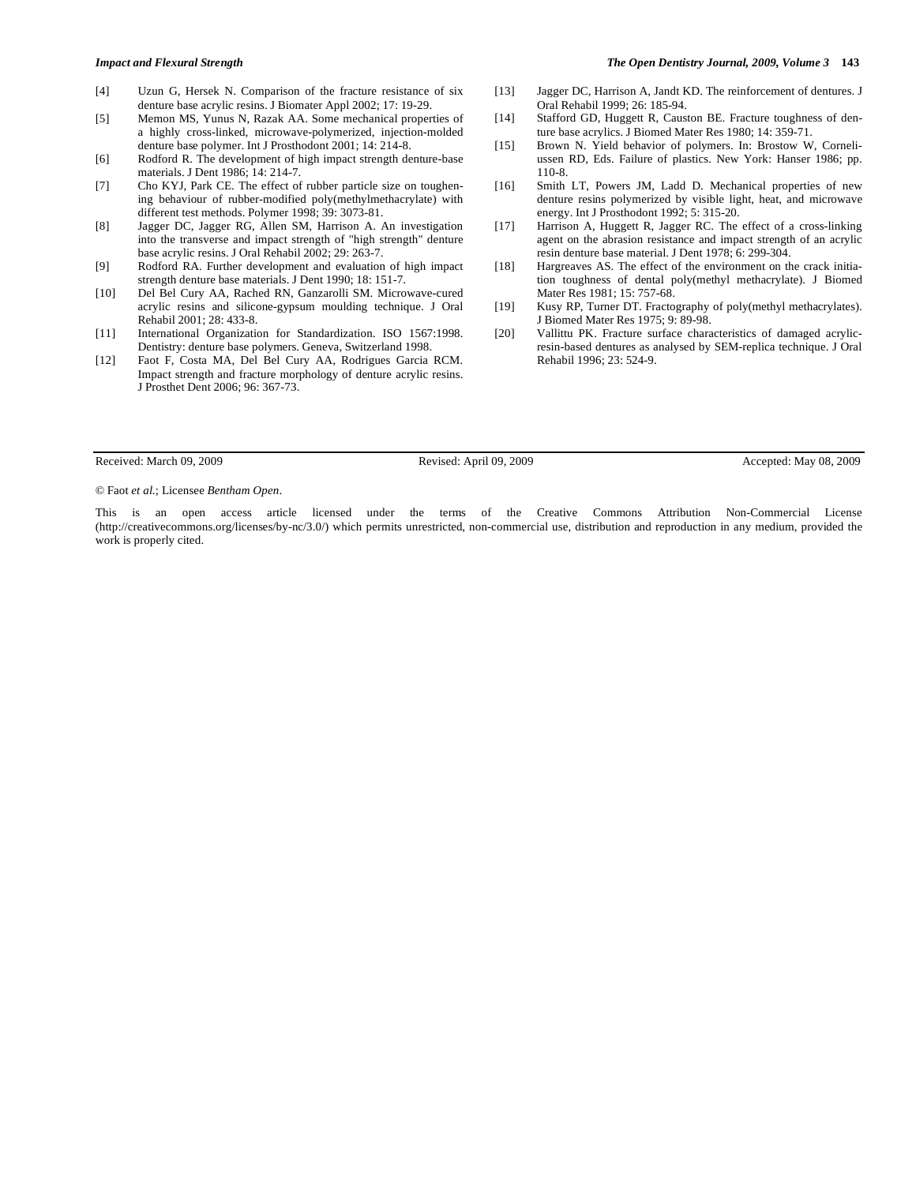[4] Uzun G, Hersek N. Comparison of the fracture resistance of six denture base acrylic resins. J Biomater Appl 2002; 17: 19-29.

[5] Memon MS, Yunus N, Razak AA. Some mechanical properties of a highly cross-linked, microwave-polymerized, injection-molded denture base polymer. Int J Prosthodont 2001; 14: 214-8.

[6] Rodford R. The development of high impact strength denture-base materials. J Dent 1986; 14: 214-7.

[7] Cho KYJ, Park CE. The effect of rubber particle size on toughening behaviour of rubber-modified poly(methylmethacrylate) with different test methods. Polymer 1998; 39: 3073-81.

[8] Jagger DC, Jagger RG, Allen SM, Harrison A. An investigation into the transverse and impact strength of "high strength" denture base acrylic resins. J Oral Rehabil 2002; 29: 263-7.

[9] Rodford RA. Further development and evaluation of high impact strength denture base materials. J Dent 1990; 18: 151-7.

[10] Del Bel Cury AA, Rached RN, Ganzarolli SM. Microwave-cured acrylic resins and silicone-gypsum moulding technique. J Oral Rehabil 2001; 28: 433-8.

[11] International Organization for Standardization. ISO 1567:1998. Dentistry: denture base polymers. Geneva, Switzerland 1998.

[12] Faot F, Costa MA, Del Bel Cury AA, Rodrigues Garcia RCM. Impact strength and fracture morphology of denture acrylic resins. J Prosthet Dent 2006; 96: 367-73.

[13] Jagger DC, Harrison A, Jandt KD. The reinforcement of dentures. J Oral Rehabil 1999; 26: 185-94.

[14] Stafford GD, Huggett R, Causton BE. Fracture toughness of denture base acrylics. J Biomed Mater Res 1980; 14: 359-71.

[15] Brown N. Yield behavior of polymers. In: Brostow W, Corneliussen RD, Eds. Failure of plastics. New York: Hanser 1986; pp. 110-8.

[16] Smith LT, Powers JM, Ladd D. Mechanical properties of new denture resins polymerized by visible light, heat, and microwave energy. Int J Prosthodont 1992; 5: 315-20.

[17] Harrison A, Huggett R, Jagger RC. The effect of a cross-linking agent on the abrasion resistance and impact strength of an acrylic resin denture base material. J Dent 1978; 6: 299-304.

[18] Hargreaves AS. The effect of the environment on the crack initiation toughness of dental poly(methyl methacrylate). J Biomed Mater Res 1981; 15: 757-68.

[19] Kusy RP, Turner DT. Fractography of poly(methyl methacrylates). J Biomed Mater Res 1975; 9: 89-98.

[20] Vallittu PK. Fracture surface characteristics of damaged acrylic-resin-based dentures as analysed by SEM-replica technique. J Oral Rehabil 1996; 23: 524-9.

Received: March 09, 2009 Revised: April 09, 2009 Accepted: May 08, 2009

© Faot *et al.*; Licensee *Bentham Open*.

This is an open access article licensed under the terms of the Creative Commons Attribution Non-Commercial License (http://creativecommons.org/licenses/by-nc/3.0/) which permits unrestricted, non-commercial use, distribution and reproduction in any medium, provided the work is properly cited.